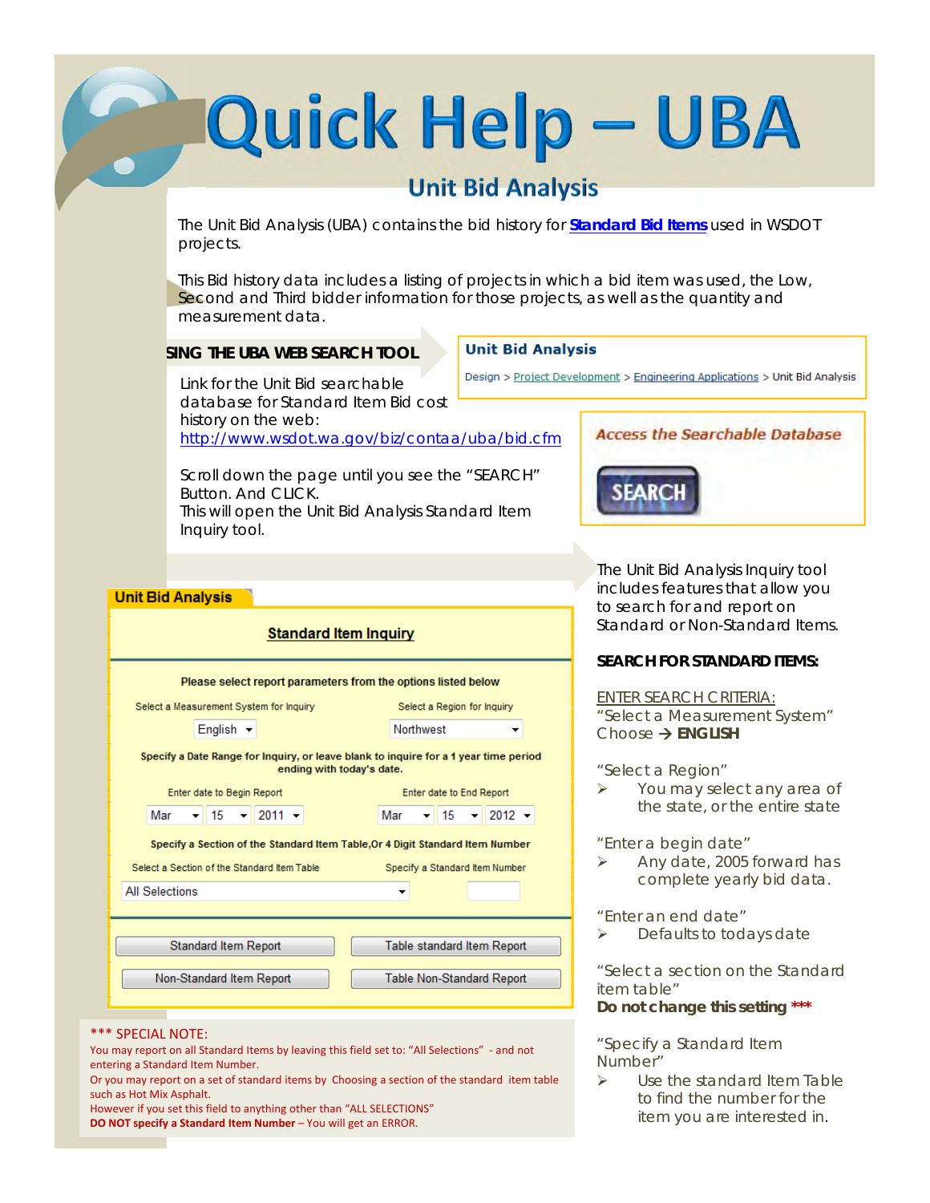# Quick Help – UBA

## Unit Bid Analysis

The Unit Bid Analysis (UBA) contains the bid history for **Standard Bid Items** used in WSDOT projects.

This Bid history data includes a listing of projects in which a bid item was used, the Low, Second and Third bidder information for those projects, as well as the quantity and measurement data.

### SING THE UBA WEB SEARCH TOOL

**Unit Bid Analysis**

Design > Project Development > Engineering Applications > Unit Bid Analysis

Link for the Unit Bid searchable database for Standard Item Bid cost history on the web:
http://www.wsdot.wa.gov/biz/contaa/uba/bid.cfm

*Access the Searchable Database*

SEARCH

Scroll down the page until you see the "SEARCH" Button. And CLICK.
This will open the Unit Bid Analysis Standard Item Inquiry tool.

**Unit Bid Analysis**

**Standard Item Inquiry**

**Please select report parameters from the options listed below**

Select a Measurement System for Inquiry: English
Select a Region for Inquiry: Northwest

**Specify a Date Range for Inquiry, or leave blank to inquire for a 1 year time period ending with today's date.**

Enter date to Begin Report: Mar 15 2011
Enter date to End Report: Mar 15 2012

**Specify a Section of the Standard Item Table,Or 4 Digit Standard Item Number**

Select a Section of the Standard Item Table: All Selections
Specify a Standard Item Number:

Standard Item Report | Table standard Item Report
Non-Standard Item Report | Table Non-Standard Report

*** SPECIAL NOTE:
You may report on all Standard Items by leaving this field set to: "All Selections" - and not entering a Standard Item Number.
Or you may report on a set of standard items by Choosing a section of the standard item table such as Hot Mix Asphalt.
However if you set this field to anything other than "ALL SELECTIONS"
**DO NOT specify a Standard Item Number** – You will get an ERROR.

The Unit Bid Analysis Inquiry tool includes features that allow you to search for and report on Standard or Non-Standard Items.

**SEARCH FOR STANDARD ITEMS:**

ENTER SEARCH CRITERIA:
"Select a Measurement System"
Choose → **ENGLISH**

"Select a Region"
- You may select any area of the state, or the entire state

"Enter a begin date"
- Any date, 2005 forward has complete yearly bid data.

"Enter an end date"
- Defaults to todays date

"Select a section on the Standard item table"
**Do not change this setting** ***

"Specify a Standard Item Number"
- Use the standard Item Table to find the number for the item you are interested in.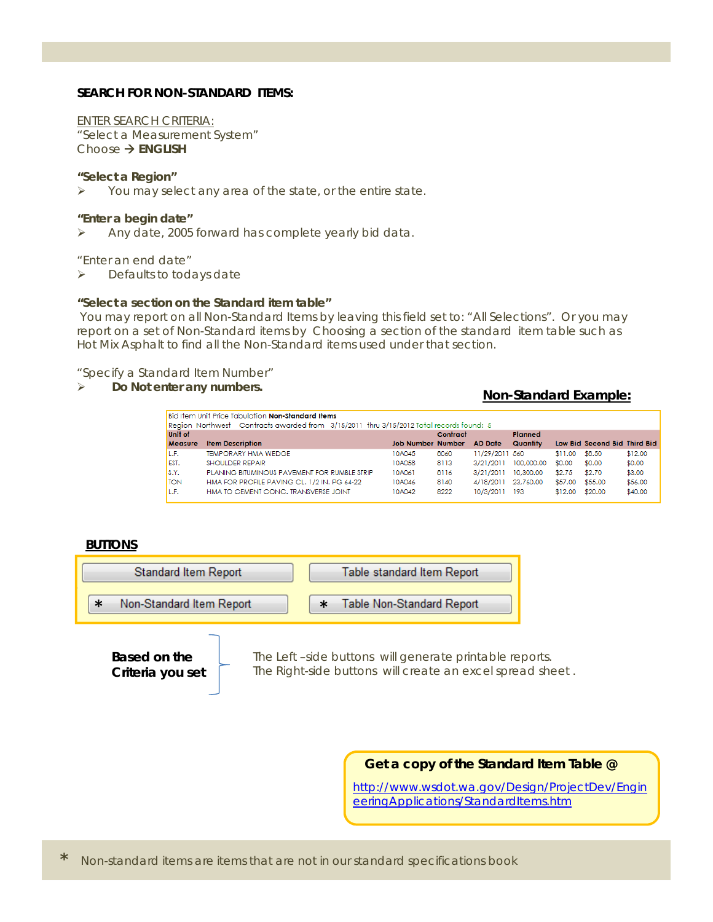**SEARCH FOR NON-STANDARD ITEMS:**

ENTER SEARCH CRITERIA:
"Select a Measurement System"
Choose → **ENGLISH**

**"Select a Region"**

- ➢ You may select any area of the state, or the entire state.

**"Enter a begin date"**

- ➢ Any date, 2005 forward has complete yearly bid data.

"Enter an end date"

- ➢ Defaults to todays date

**"Select a section on the Standard item table"**
You may report on all Non-Standard Items by leaving this field set to: "All Selections". Or you may report on a set of Non-Standard items by Choosing a section of the standard item table such as Hot Mix Asphalt to find all the Non-Standard items used under that section.

"Specify a Standard Item Number"

- ➢ **Do Not enter any numbers.**

**Non-Standard Example:**

Bid Item Unit Price Tabulation **Non-Standard Items**
Region Northwest Contracts awarded from 3/15/2011 thru 3/15/2012 Total records found: 5

| Unit of Measure | Item Description | Job Number | Contract Number | AD Date | Planned Quantity | Low Bid | Second Bid | Third Bid |
|---|---|---|---|---|---|---|---|---|
| L.F. | TEMPORARY HMA WEDGE | 10A045 | 8060 | 11/29/2011 | 560 | $11.00 | $6.50 | $12.00 |
| EST. | SHOULDER REPAIR | 10A058 | 8113 | 3/21/2011 | 100,000.00 | $0.00 | $0.00 | $0.00 |
| S.Y. | PLANING BITUMINOUS PAVEMENT FOR RUMBLE STRIP | 10A061 | 8116 | 3/21/2011 | 10,300.00 | $2.75 | $2.70 | $3.00 |
| TON | HMA FOR PROFILE PAVING CL. 1/2 IN. PG 64-22 | 10A046 | 8140 | 4/18/2011 | 23,760.00 | $57.00 | $55.00 | $56.00 |
| L.F. | HMA TO CEMENT CONC. TRANSVERSE JOINT | 10A042 | 8222 | 10/3/2011 | 193 | $12.00 | $20.00 | $40.00 |

**BUTTONS**

| | |
|---|---|
| Standard Item Report | Table standard Item Report |
| * Non-Standard Item Report | * Table Non-Standard Report |

**Based on the Criteria you set**

The Left –side buttons will generate printable reports.
The Right-side buttons will create an excel spread sheet .

**Get a copy of the Standard Item Table @**

http://www.wsdot.wa.gov/Design/ProjectDev/EngineeringApplications/StandardItems.htm

\* Non-standard items are items that are not in our standard specifications book